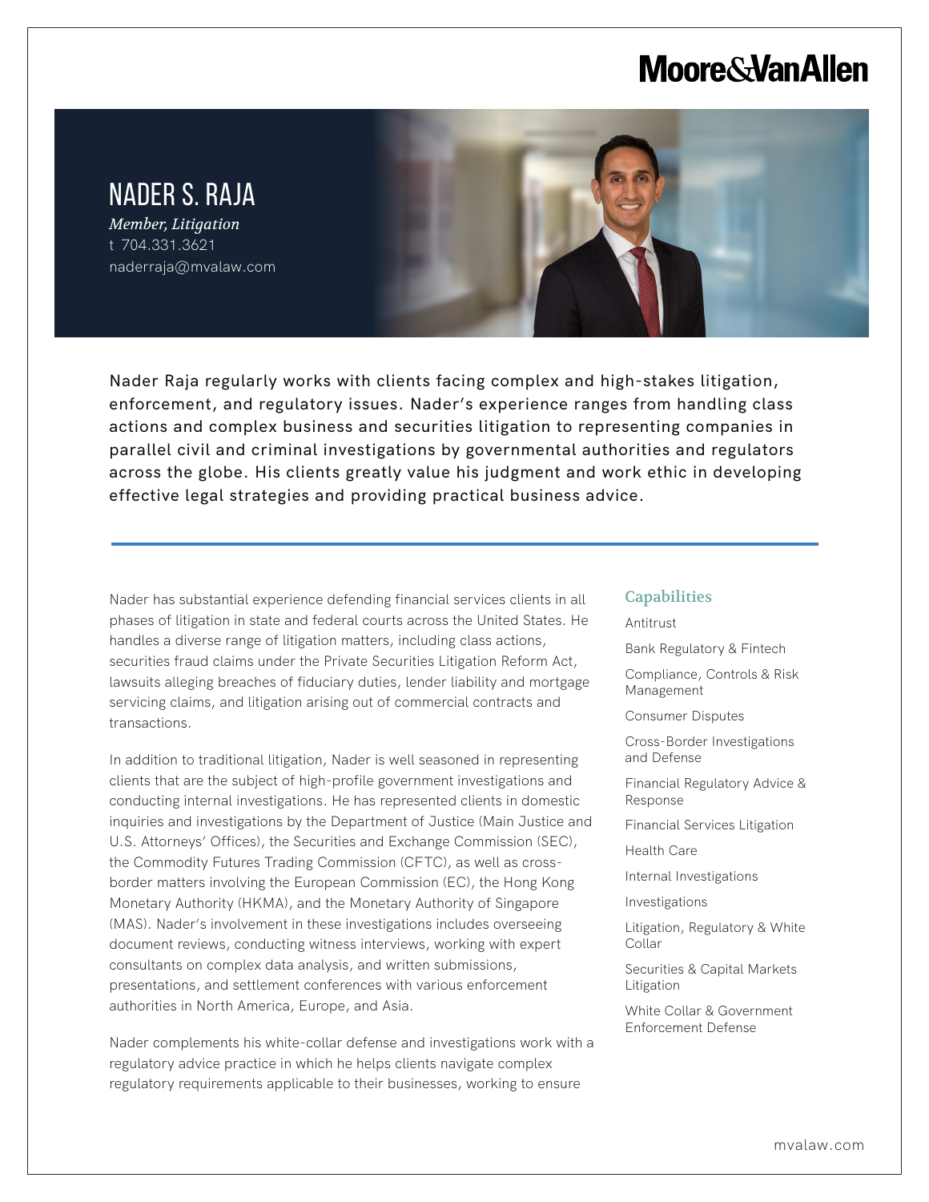Moore&VanAllen

# NADER S. RAJA

*Member, Litigation*

t 704.331.3621

naderraja@mvalaw.com

Nader Raja regularly works with clients facing complex and high-stakes litigation, enforcement, and regulatory issues. Nader's experience ranges from handling class actions and complex business and securities litigation to representing companies in parallel civil and criminal investigations by governmental authorities and regulators across the globe. His clients greatly value his judgment and work ethic in developing effective legal strategies and providing practical business advice.

Nader has substantial experience defending financial services clients in all phases of litigation in state and federal courts across the United States. He handles a diverse range of litigation matters, including class actions, securities fraud claims under the Private Securities Litigation Reform Act, lawsuits alleging breaches of fiduciary duties, lender liability and mortgage servicing claims, and litigation arising out of commercial contracts and transactions.

In addition to traditional litigation, Nader is well seasoned in representing clients that are the subject of high-profile government investigations and conducting internal investigations. He has represented clients in domestic inquiries and investigations by the Department of Justice (Main Justice and U.S. Attorneys' Offices), the Securities and Exchange Commission (SEC), the Commodity Futures Trading Commission (CFTC), as well as cross-border matters involving the European Commission (EC), the Hong Kong Monetary Authority (HKMA), and the Monetary Authority of Singapore (MAS). Nader's involvement in these investigations includes overseeing document reviews, conducting witness interviews, working with expert consultants on complex data analysis, and written submissions, presentations, and settlement conferences with various enforcement authorities in North America, Europe, and Asia.

Nader complements his white-collar defense and investigations work with a regulatory advice practice in which he helps clients navigate complex regulatory requirements applicable to their businesses, working to ensure

## Capabilities

- Antitrust
- Bank Regulatory & Fintech
- Compliance, Controls & Risk Management
- Consumer Disputes
- Cross-Border Investigations and Defense
- Financial Regulatory Advice & Response
- Financial Services Litigation
- Health Care
- Internal Investigations
- Investigations
- Litigation, Regulatory & White Collar
- Securities & Capital Markets Litigation
- White Collar & Government Enforcement Defense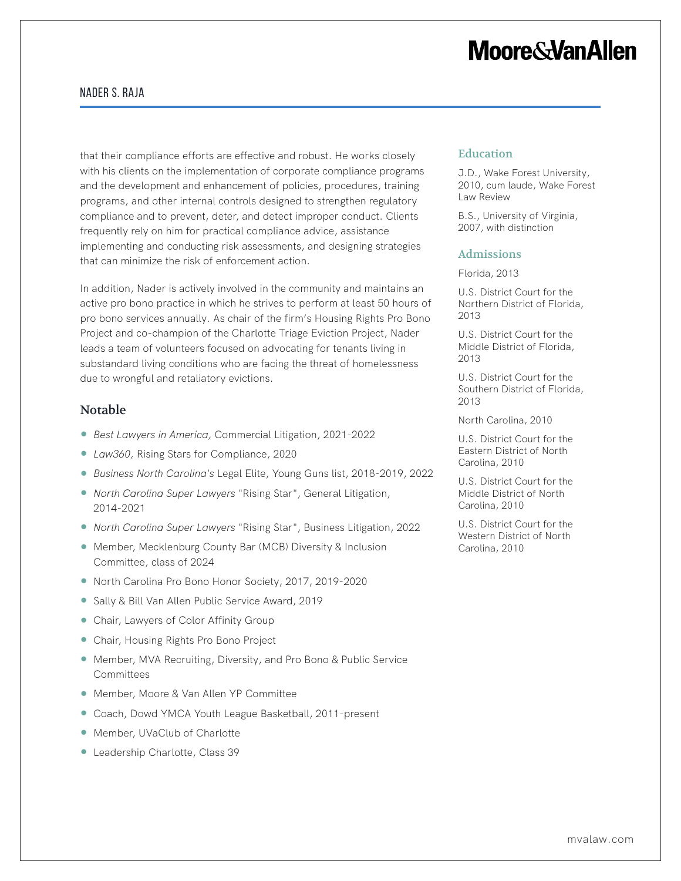that their compliance efforts are effective and robust. He works closely with his clients on the implementation of corporate compliance programs and the development and enhancement of policies, procedures, training programs, and other internal controls designed to strengthen regulatory compliance and to prevent, deter, and detect improper conduct. Clients frequently rely on him for practical compliance advice, assistance implementing and conducting risk assessments, and designing strategies that can minimize the risk of enforcement action.

In addition, Nader is actively involved in the community and maintains an active pro bono practice in which he strives to perform at least 50 hours of pro bono services annually. As chair of the firm's Housing Rights Pro Bono Project and co-champion of the Charlotte Triage Eviction Project, Nader leads a team of volunteers focused on advocating for tenants living in substandard living conditions who are facing the threat of homelessness due to wrongful and retaliatory evictions.

## Notable

- *Best Lawyers in America,* Commercial Litigation, 2021-2022
- *Law360,* Rising Stars for Compliance, 2020
- *Business North Carolina's* Legal Elite, Young Guns list, 2018-2019, 2022
- *North Carolina Super Lawyers* "Rising Star", General Litigation, 2014-2021
- *North Carolina Super Lawyers* "Rising Star", Business Litigation, 2022
- Member, Mecklenburg County Bar (MCB) Diversity & Inclusion Committee, class of 2024
- North Carolina Pro Bono Honor Society, 2017, 2019-2020
- Sally & Bill Van Allen Public Service Award, 2019
- Chair, Lawyers of Color Affinity Group
- Chair, Housing Rights Pro Bono Project
- Member, MVA Recruiting, Diversity, and Pro Bono & Public Service Committees
- Member, Moore & Van Allen YP Committee
- Coach, Dowd YMCA Youth League Basketball, 2011-present
- Member, UVaClub of Charlotte
- Leadership Charlotte, Class 39

## Education

J.D., Wake Forest University, 2010, cum laude, Wake Forest Law Review

B.S., University of Virginia, 2007, with distinction

## Admissions

Florida, 2013

U.S. District Court for the Northern District of Florida, 2013

U.S. District Court for the Middle District of Florida, 2013

U.S. District Court for the Southern District of Florida, 2013

North Carolina, 2010

U.S. District Court for the Eastern District of North Carolina, 2010

U.S. District Court for the Middle District of North Carolina, 2010

U.S. District Court for the Western District of North Carolina, 2010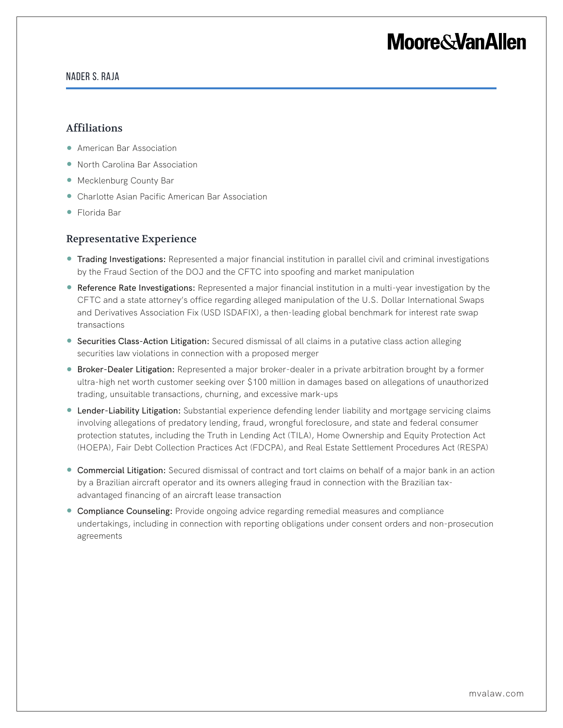## Affiliations

- American Bar Association
- North Carolina Bar Association
- Mecklenburg County Bar
- Charlotte Asian Pacific American Bar Association
- Florida Bar

## Representative Experience

- **Trading Investigations:** Represented a major financial institution in parallel civil and criminal investigations by the Fraud Section of the DOJ and the CFTC into spoofing and market manipulation
- **Reference Rate Investigations:** Represented a major financial institution in a multi-year investigation by the CFTC and a state attorney's office regarding alleged manipulation of the U.S. Dollar International Swaps and Derivatives Association Fix (USD ISDAFIX), a then-leading global benchmark for interest rate swap transactions
- **Securities Class-Action Litigation:** Secured dismissal of all claims in a putative class action alleging securities law violations in connection with a proposed merger
- **Broker-Dealer Litigation:** Represented a major broker-dealer in a private arbitration brought by a former ultra-high net worth customer seeking over $100 million in damages based on allegations of unauthorized trading, unsuitable transactions, churning, and excessive mark-ups
- **Lender-Liability Litigation:** Substantial experience defending lender liability and mortgage servicing claims involving allegations of predatory lending, fraud, wrongful foreclosure, and state and federal consumer protection statutes, including the Truth in Lending Act (TILA), Home Ownership and Equity Protection Act (HOEPA), Fair Debt Collection Practices Act (FDCPA), and Real Estate Settlement Procedures Act (RESPA)
- **Commercial Litigation:** Secured dismissal of contract and tort claims on behalf of a major bank in an action by a Brazilian aircraft operator and its owners alleging fraud in connection with the Brazilian tax-advantaged financing of an aircraft lease transaction
- **Compliance Counseling:** Provide ongoing advice regarding remedial measures and compliance undertakings, including in connection with reporting obligations under consent orders and non-prosecution agreements